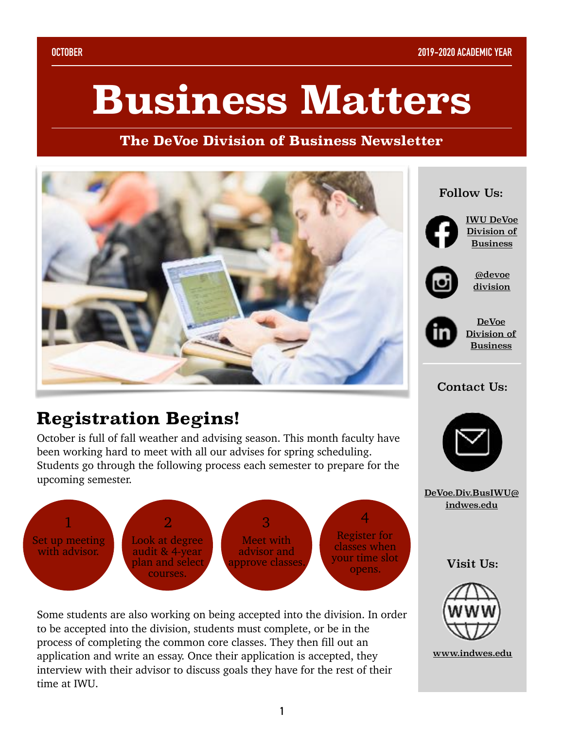OCTOBER 2019-2020 ACADEMIC YEAR

# Business Matters

**The DeVoe Division of Business Newsletter**

## Registration Begins!

October is full of fall weather and advising season. This month faculty have been working hard to meet with all our advises for spring scheduling. Students go through the following process each semester to prepare for the upcoming semester.

1. Set up meeting with advisor.
2. Look at degree audit & 4-year plan and select courses.
3. Meet with advisor and approve classes.
4. Register for classes when your time slot opens.

Some students are also working on being accepted into the division. In order to be accepted into the division, students must complete, or be in the process of completing the common core classes. They then fill out an application and write an essay. Once their application is accepted, they interview with their advisor to discuss goals they have for the rest of their time at IWU.

### Follow Us:

- IWU DeVoe Division of Business
- @devoe division
- DeVoe Division of Business

### Contact Us:

DeVoe.Div.BusIWU@indwes.edu

### Visit Us:

www.indwes.edu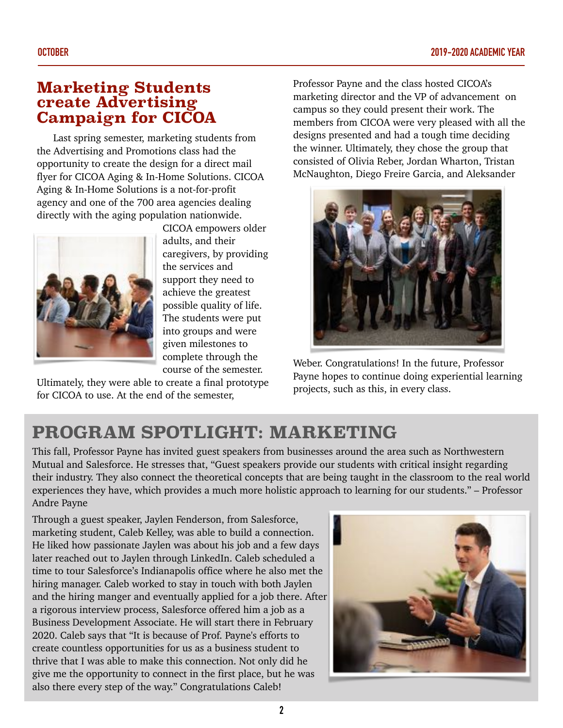## Marketing Students create Advertising Campaign for CICOA

Last spring semester, marketing students from the Advertising and Promotions class had the opportunity to create the design for a direct mail flyer for CICOA Aging & In-Home Solutions. CICOA Aging & In-Home Solutions is a not-for-profit agency and one of the 700 area agencies dealing directly with the aging population nationwide. CICOA empowers older adults, and their caregivers, by providing the services and support they need to achieve the greatest possible quality of life. The students were put into groups and were given milestones to complete through the course of the semester. Ultimately, they were able to create a final prototype for CICOA to use. At the end of the semester, Professor Payne and the class hosted CICOA's marketing director and the VP of advancement on campus so they could present their work. The members from CICOA were very pleased with all the designs presented and had a tough time deciding the winner. Ultimately, they chose the group that consisted of Olivia Reber, Jordan Wharton, Tristan McNaughton, Diego Freire Garcia, and Aleksander Weber. Congratulations! In the future, Professor Payne hopes to continue doing experiential learning projects, such as this, in every class.

## PROGRAM SPOTLIGHT: MARKETING

This fall, Professor Payne has invited guest speakers from businesses around the area such as Northwestern Mutual and Salesforce. He stresses that, "Guest speakers provide our students with critical insight regarding their industry. They also connect the theoretical concepts that are being taught in the classroom to the real world experiences they have, which provides a much more holistic approach to learning for our students." – Professor Andre Payne

Through a guest speaker, Jaylen Fenderson, from Salesforce, marketing student, Caleb Kelley, was able to build a connection. He liked how passionate Jaylen was about his job and a few days later reached out to Jaylen through LinkedIn. Caleb scheduled a time to tour Salesforce's Indianapolis office where he also met the hiring manager. Caleb worked to stay in touch with both Jaylen and the hiring manger and eventually applied for a job there. After a rigorous interview process, Salesforce offered him a job as a Business Development Associate. He will start there in February 2020. Caleb says that "It is because of Prof. Payne's efforts to create countless opportunities for us as a business student to thrive that I was able to make this connection. Not only did he give me the opportunity to connect in the first place, but he was also there every step of the way." Congratulations Caleb!